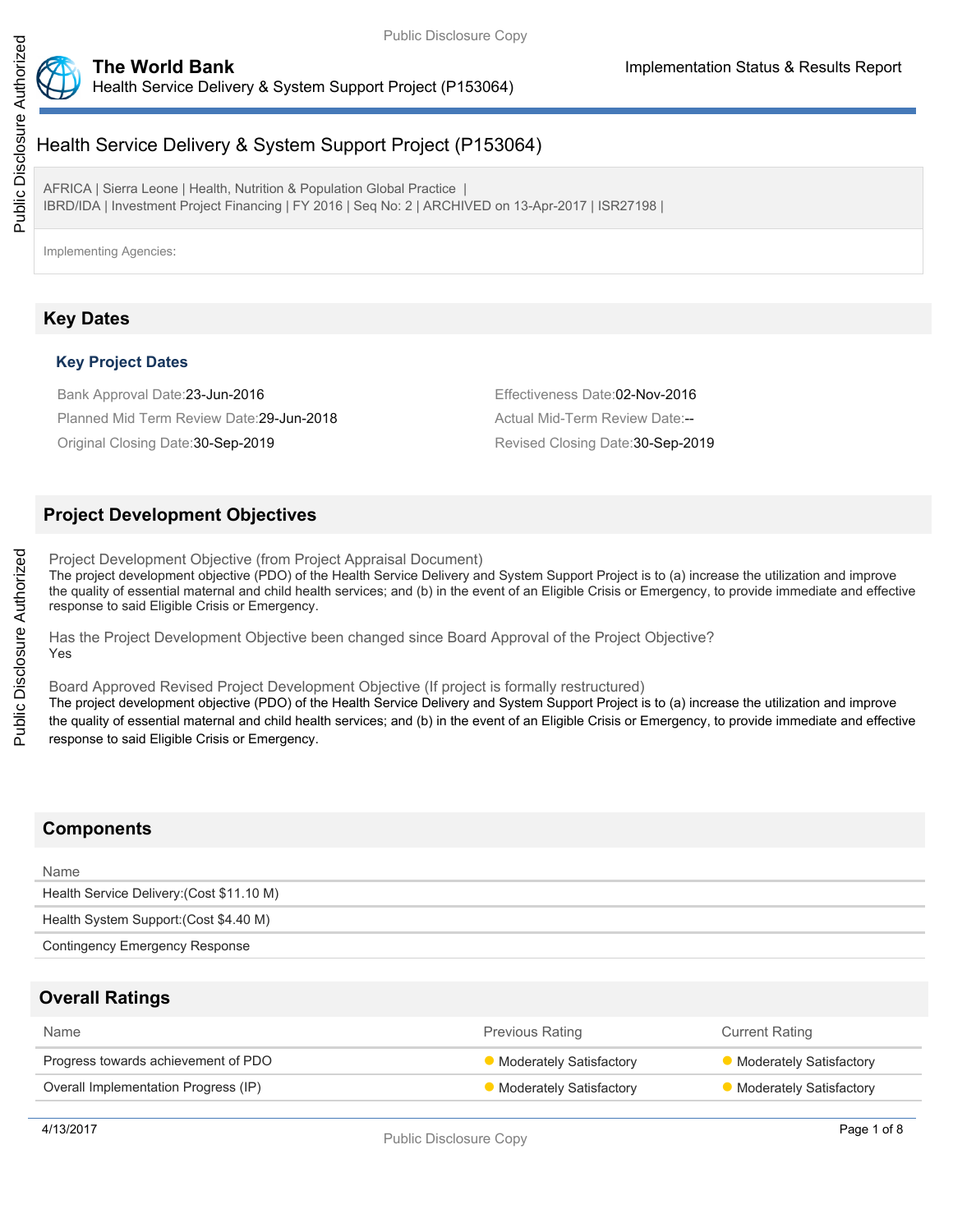# Health Service Delivery & System Support Project (P153064)

AFRICA | Sierra Leone | Health, Nutrition & Population Global Practice |
IBRD/IDA | Investment Project Financing | FY 2016 | Seq No: 2 | ARCHIVED on 13-Apr-2017 | ISR27198 |

Implementing Agencies:

## Key Dates

### Key Project Dates

Bank Approval Date:23-Jun-2016

Effectiveness Date:02-Nov-2016

Planned Mid Term Review Date:29-Jun-2018

Actual Mid-Term Review Date:--

Original Closing Date:30-Sep-2019

Revised Closing Date:30-Sep-2019

## Project Development Objectives

Project Development Objective (from Project Appraisal Document)

The project development objective (PDO) of the Health Service Delivery and System Support Project is to (a) increase the utilization and improve the quality of essential maternal and child health services; and (b) in the event of an Eligible Crisis or Emergency, to provide immediate and effective response to said Eligible Crisis or Emergency.

Has the Project Development Objective been changed since Board Approval of the Project Objective?

Yes

Board Approved Revised Project Development Objective (If project is formally restructured)

The project development objective (PDO) of the Health Service Delivery and System Support Project is to (a) increase the utilization and improve the quality of essential maternal and child health services; and (b) in the event of an Eligible Crisis or Emergency, to provide immediate and effective response to said Eligible Crisis or Emergency.

## Components

| Name |
| --- |
| Health Service Delivery:(Cost $11.10 M) |
| Health System Support:(Cost $4.40 M) |
| Contingency Emergency Response |

## Overall Ratings

| Name | Previous Rating | Current Rating |
| --- | --- | --- |
| Progress towards achievement of PDO | Moderately Satisfactory | Moderately Satisfactory |
| Overall Implementation Progress (IP) | Moderately Satisfactory | Moderately Satisfactory |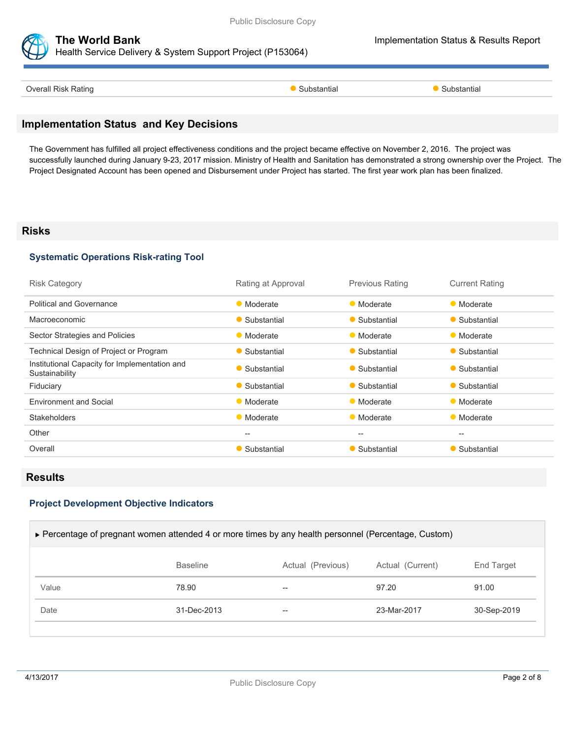| Overall Risk Rating | Substantial | Substantial |
|---|---|---|

## Implementation Status and Key Decisions

The Government has fulfilled all project effectiveness conditions and the project became effective on November 2, 2016. The project was successfully launched during January 9-23, 2017 mission. Ministry of Health and Sanitation has demonstrated a strong ownership over the Project. The Project Designated Account has been opened and Disbursement under Project has started. The first year work plan has been finalized.

## Risks

### Systematic Operations Risk-rating Tool

| Risk Category | Rating at Approval | Previous Rating | Current Rating |
|---|---|---|---|
| Political and Governance | Moderate | Moderate | Moderate |
| Macroeconomic | Substantial | Substantial | Substantial |
| Sector Strategies and Policies | Moderate | Moderate | Moderate |
| Technical Design of Project or Program | Substantial | Substantial | Substantial |
| Institutional Capacity for Implementation and Sustainability | Substantial | Substantial | Substantial |
| Fiduciary | Substantial | Substantial | Substantial |
| Environment and Social | Moderate | Moderate | Moderate |
| Stakeholders | Moderate | Moderate | Moderate |
| Other | -- | -- | -- |
| Overall | Substantial | Substantial | Substantial |

## Results

### Project Development Objective Indicators

▶ Percentage of pregnant women attended 4 or more times by any health personnel (Percentage, Custom)

| | Baseline | Actual (Previous) | Actual (Current) | End Target |
|---|---|---|---|---|
| Value | 78.90 | -- | 97.20 | 91.00 |
| Date | 31-Dec-2013 | -- | 23-Mar-2017 | 30-Sep-2019 |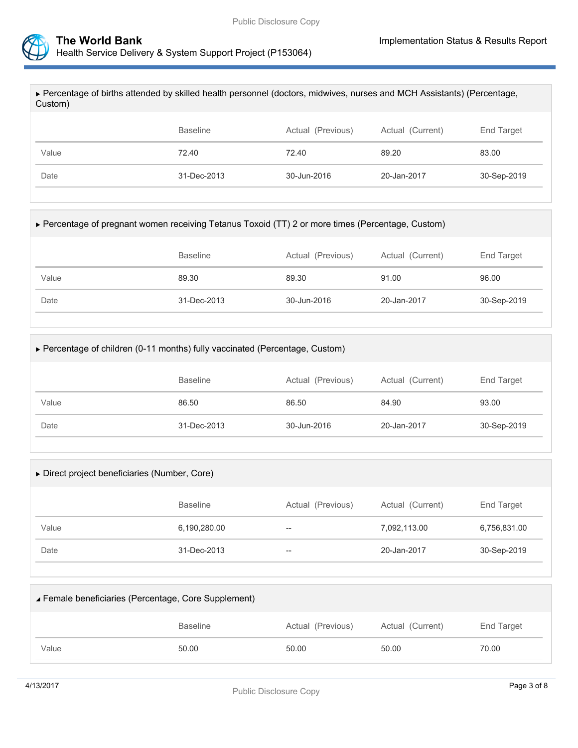▶ Percentage of births attended by skilled health personnel (doctors, midwives, nurses and MCH Assistants) (Percentage, Custom)

| | Baseline | Actual (Previous) | Actual (Current) | End Target |
|---|---|---|---|---|
| Value | 72.40 | 72.40 | 89.20 | 83.00 |
| Date | 31-Dec-2013 | 30-Jun-2016 | 20-Jan-2017 | 30-Sep-2019 |

▶ Percentage of pregnant women receiving Tetanus Toxoid (TT) 2 or more times (Percentage, Custom)

| | Baseline | Actual (Previous) | Actual (Current) | End Target |
|---|---|---|---|---|
| Value | 89.30 | 89.30 | 91.00 | 96.00 |
| Date | 31-Dec-2013 | 30-Jun-2016 | 20-Jan-2017 | 30-Sep-2019 |

▶ Percentage of children (0-11 months) fully vaccinated (Percentage, Custom)

| | Baseline | Actual (Previous) | Actual (Current) | End Target |
|---|---|---|---|---|
| Value | 86.50 | 86.50 | 84.90 | 93.00 |
| Date | 31-Dec-2013 | 30-Jun-2016 | 20-Jan-2017 | 30-Sep-2019 |

▶ Direct project beneficiaries (Number, Core)

| | Baseline | Actual (Previous) | Actual (Current) | End Target |
|---|---|---|---|---|
| Value | 6,190,280.00 | -- | 7,092,113.00 | 6,756,831.00 |
| Date | 31-Dec-2013 | -- | 20-Jan-2017 | 30-Sep-2019 |

◢ Female beneficiaries (Percentage, Core Supplement)

| | Baseline | Actual (Previous) | Actual (Current) | End Target |
|---|---|---|---|---|
| Value | 50.00 | 50.00 | 50.00 | 70.00 |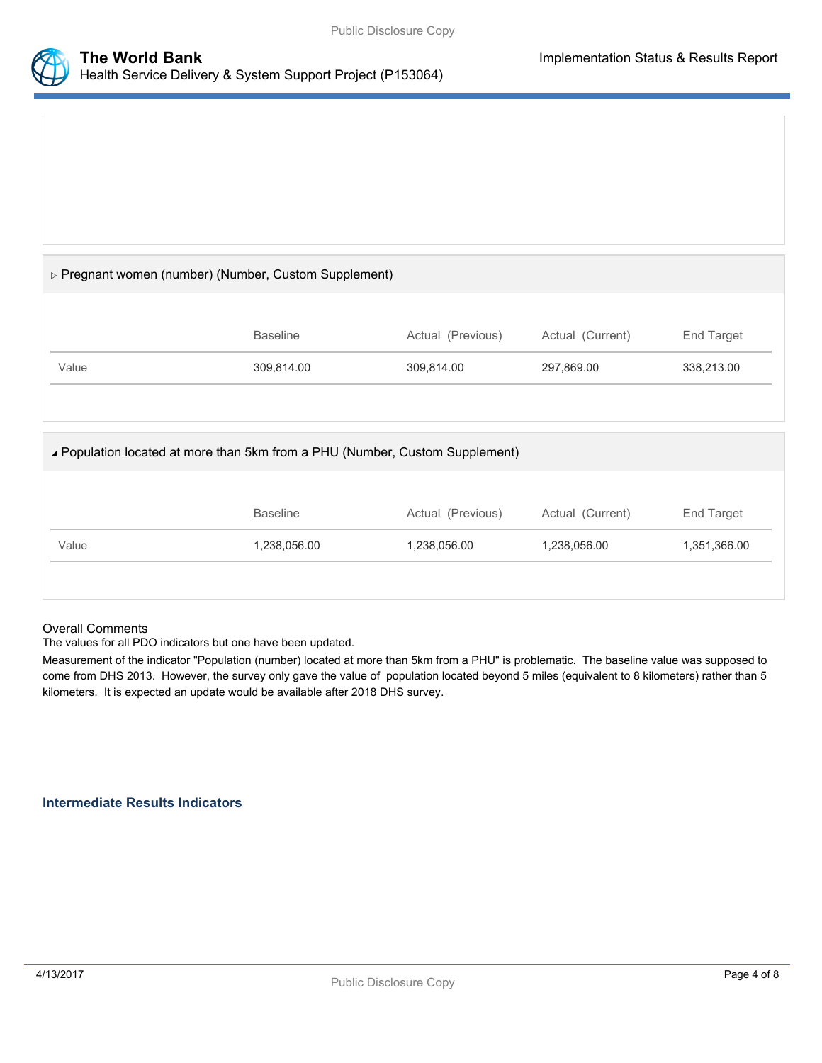▷ Pregnant women (number) (Number, Custom Supplement)

| | Baseline | Actual (Previous) | Actual (Current) | End Target |
|---|---|---|---|---|
| Value | 309,814.00 | 309,814.00 | 297,869.00 | 338,213.00 |

◢ Population located at more than 5km from a PHU (Number, Custom Supplement)

| | Baseline | Actual (Previous) | Actual (Current) | End Target |
|---|---|---|---|---|
| Value | 1,238,056.00 | 1,238,056.00 | 1,238,056.00 | 1,351,366.00 |

Overall Comments

The values for all PDO indicators but one have been updated.

Measurement of the indicator "Population (number) located at more than 5km from a PHU" is problematic. The baseline value was supposed to come from DHS 2013. However, the survey only gave the value of population located beyond 5 miles (equivalent to 8 kilometers) rather than 5 kilometers. It is expected an update would be available after 2018 DHS survey.

### Intermediate Results Indicators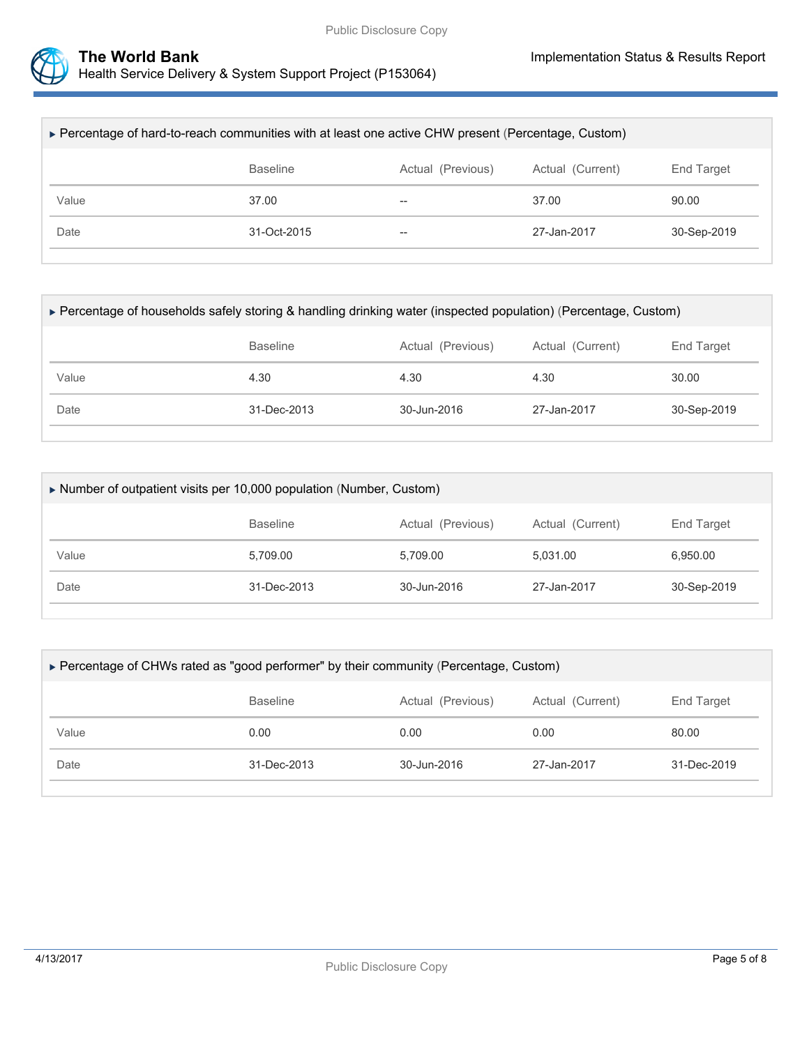▶ Percentage of hard-to-reach communities with at least one active CHW present (Percentage, Custom)

| | Baseline | Actual (Previous) | Actual (Current) | End Target |
|---|---|---|---|---|
| Value | 37.00 | -- | 37.00 | 90.00 |
| Date | 31-Oct-2015 | -- | 27-Jan-2017 | 30-Sep-2019 |

▶ Percentage of households safely storing & handling drinking water (inspected population) (Percentage, Custom)

| | Baseline | Actual (Previous) | Actual (Current) | End Target |
|---|---|---|---|---|
| Value | 4.30 | 4.30 | 4.30 | 30.00 |
| Date | 31-Dec-2013 | 30-Jun-2016 | 27-Jan-2017 | 30-Sep-2019 |

▶ Number of outpatient visits per 10,000 population (Number, Custom)

| | Baseline | Actual (Previous) | Actual (Current) | End Target |
|---|---|---|---|---|
| Value | 5,709.00 | 5,709.00 | 5,031.00 | 6,950.00 |
| Date | 31-Dec-2013 | 30-Jun-2016 | 27-Jan-2017 | 30-Sep-2019 |

▶ Percentage of CHWs rated as "good performer" by their community (Percentage, Custom)

| | Baseline | Actual (Previous) | Actual (Current) | End Target |
|---|---|---|---|---|
| Value | 0.00 | 0.00 | 0.00 | 80.00 |
| Date | 31-Dec-2013 | 30-Jun-2016 | 27-Jan-2017 | 31-Dec-2019 |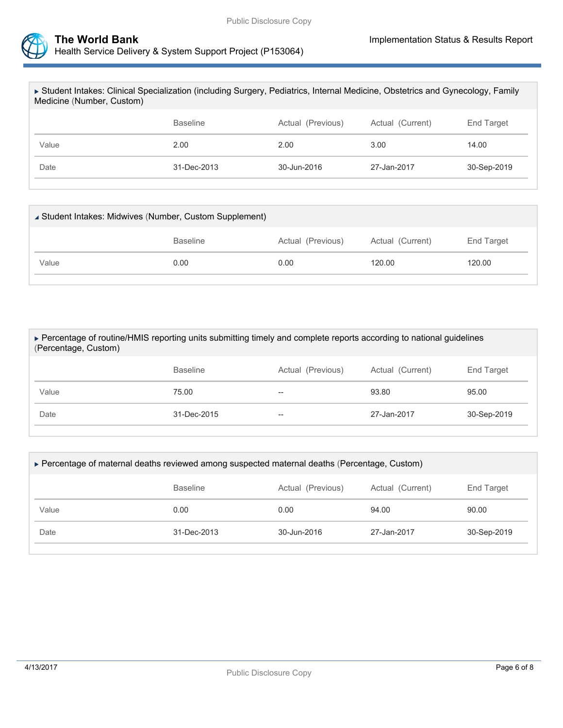▸ Student Intakes: Clinical Specialization (including Surgery, Pediatrics, Internal Medicine, Obstetrics and Gynecology, Family Medicine (Number, Custom)

| | Baseline | Actual (Previous) | Actual (Current) | End Target |
|---|---|---|---|---|
| Value | 2.00 | 2.00 | 3.00 | 14.00 |
| Date | 31-Dec-2013 | 30-Jun-2016 | 27-Jan-2017 | 30-Sep-2019 |

◢ Student Intakes: Midwives (Number, Custom Supplement)

| | Baseline | Actual (Previous) | Actual (Current) | End Target |
|---|---|---|---|---|
| Value | 0.00 | 0.00 | 120.00 | 120.00 |

▸ Percentage of routine/HMIS reporting units submitting timely and complete reports according to national guidelines (Percentage, Custom)

| | Baseline | Actual (Previous) | Actual (Current) | End Target |
|---|---|---|---|---|
| Value | 75.00 | -- | 93.80 | 95.00 |
| Date | 31-Dec-2015 | -- | 27-Jan-2017 | 30-Sep-2019 |

▸ Percentage of maternal deaths reviewed among suspected maternal deaths (Percentage, Custom)

| | Baseline | Actual (Previous) | Actual (Current) | End Target |
|---|---|---|---|---|
| Value | 0.00 | 0.00 | 94.00 | 90.00 |
| Date | 31-Dec-2013 | 30-Jun-2016 | 27-Jan-2017 | 30-Sep-2019 |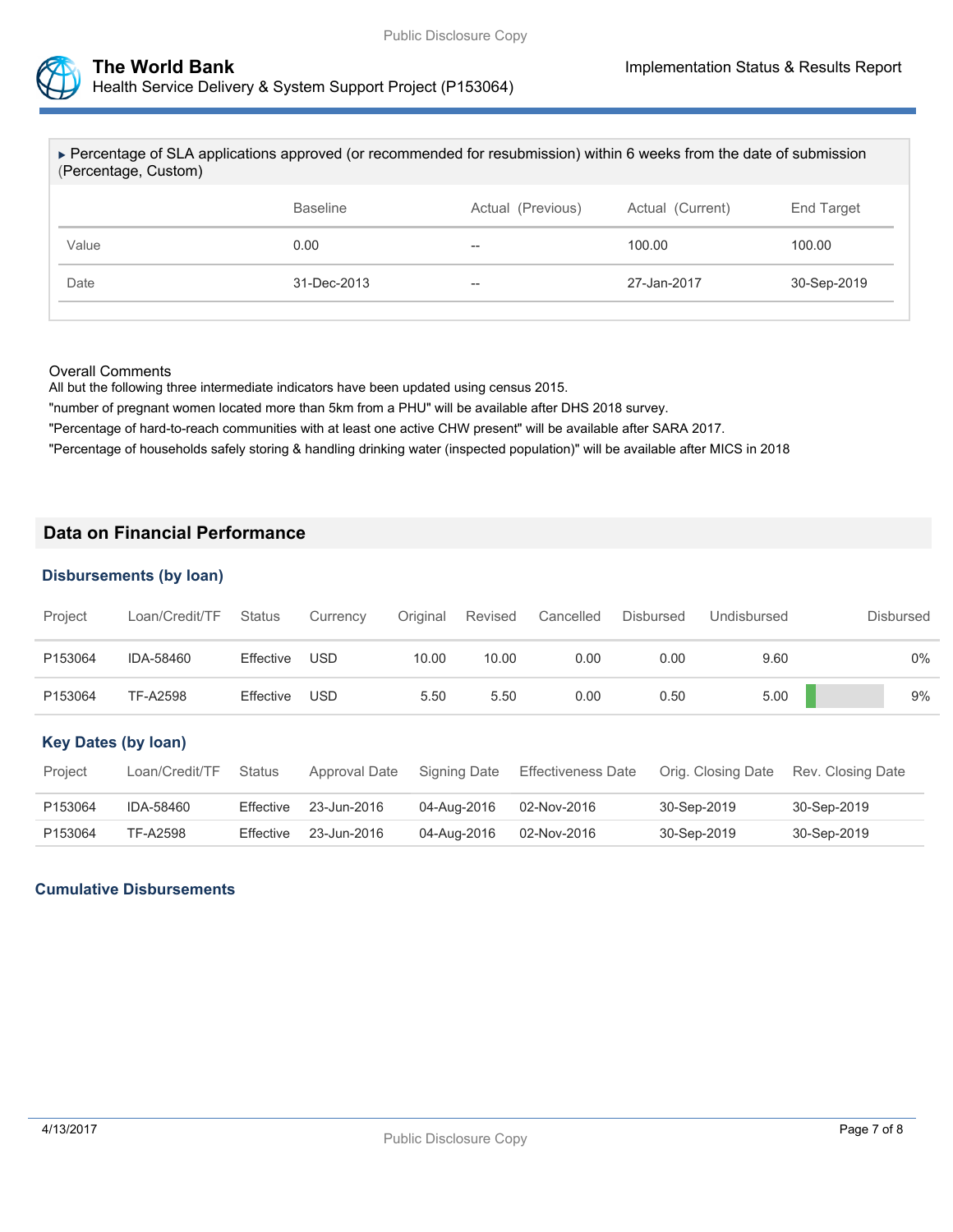▸ Percentage of SLA applications approved (or recommended for resubmission) within 6 weeks from the date of submission (Percentage, Custom)

| | Baseline | Actual (Previous) | Actual (Current) | End Target |
|---|---|---|---|---|
| Value | 0.00 | -- | 100.00 | 100.00 |
| Date | 31-Dec-2013 | -- | 27-Jan-2017 | 30-Sep-2019 |

Overall Comments

All but the following three intermediate indicators have been updated using census 2015.

"number of pregnant women located more than 5km from a PHU" will be available after DHS 2018 survey.

"Percentage of hard-to-reach communities with at least one active CHW present" will be available after SARA 2017.

"Percentage of households safely storing & handling drinking water (inspected population)" will be available after MICS in 2018

## Data on Financial Performance

### Disbursements (by loan)

| Project | Loan/Credit/TF | Status | Currency | Original | Revised | Cancelled | Disbursed | Undisbursed | Disbursed |
|---|---|---|---|---|---|---|---|---|---|
| P153064 | IDA-58460 | Effective | USD | 10.00 | 10.00 | 0.00 | 0.00 | 9.60 | 0% |
| P153064 | TF-A2598 | Effective | USD | 5.50 | 5.50 | 0.00 | 0.50 | 5.00 | 9% |

### Key Dates (by loan)

| Project | Loan/Credit/TF | Status | Approval Date | Signing Date | Effectiveness Date | Orig. Closing Date | Rev. Closing Date |
|---|---|---|---|---|---|---|---|
| P153064 | IDA-58460 | Effective | 23-Jun-2016 | 04-Aug-2016 | 02-Nov-2016 | 30-Sep-2019 | 30-Sep-2019 |
| P153064 | TF-A2598 | Effective | 23-Jun-2016 | 04-Aug-2016 | 02-Nov-2016 | 30-Sep-2019 | 30-Sep-2019 |

### Cumulative Disbursements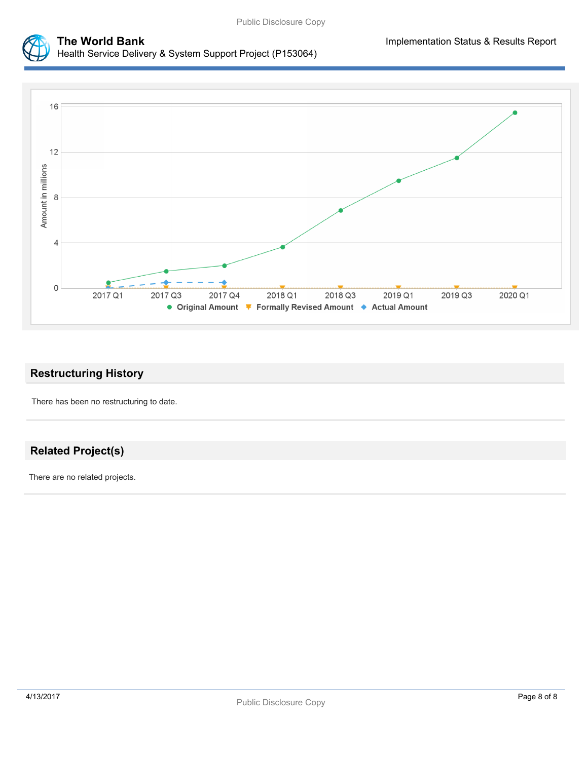16
12
8
4
0
Amount in millions
2017 Q1
2017 Q3
2017 Q4
2018 Q1
2018 Q3
2019 Q1
2019 Q3
2020 Q1
Original Amount
Formally Revised Amount
Actual Amount

## Restructuring History

There has been no restructuring to date.

## Related Project(s)

There are no related projects.